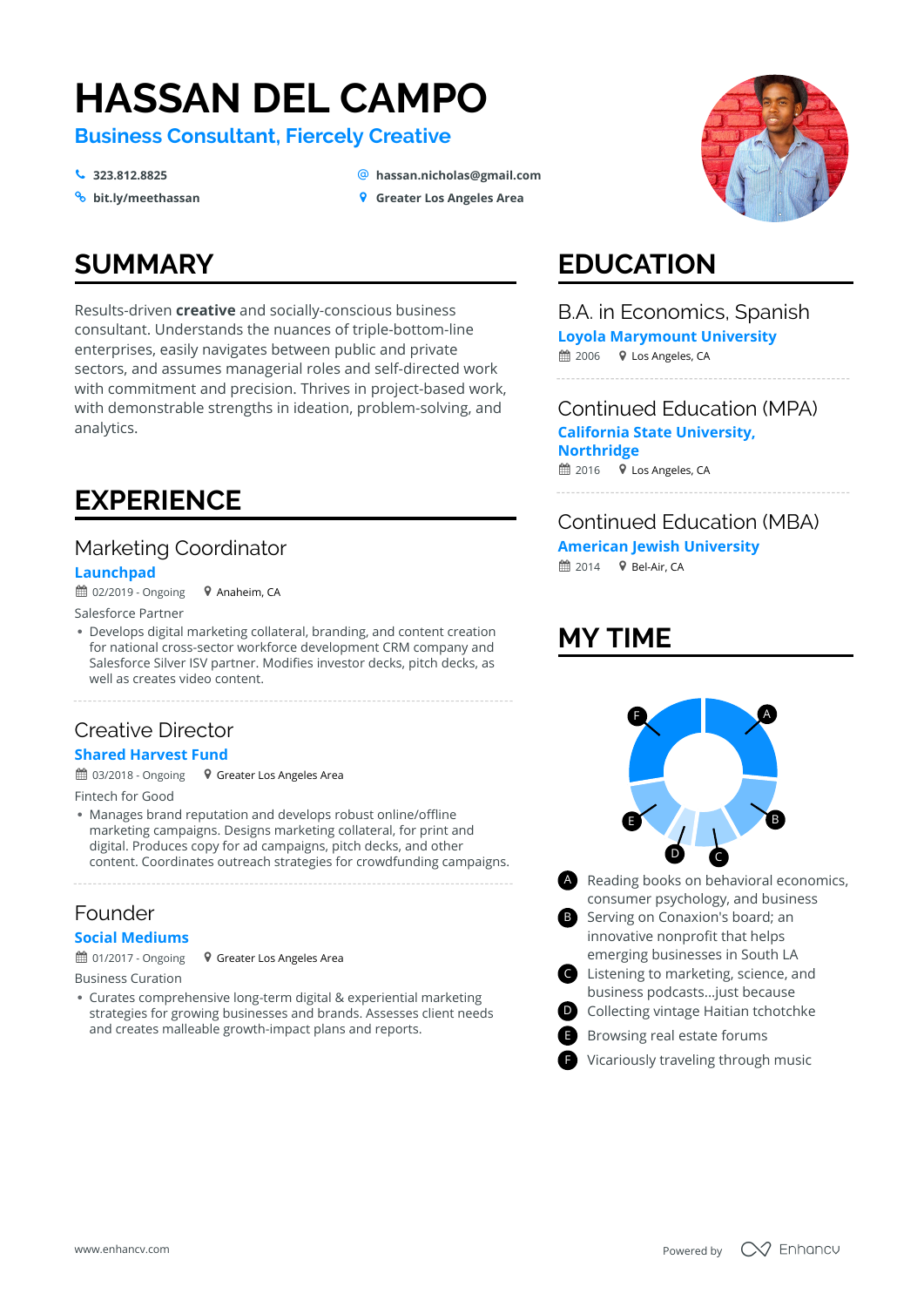# HASSAN DEL CAMPO

**Business Consultant, Fiercely Creative**

323.812.8825
hassan.nicholas@gmail.com
bit.ly/meethassan
Greater Los Angeles Area

## SUMMARY

Results-driven **creative** and socially-conscious business consultant. Understands the nuances of triple-bottom-line enterprises, easily navigates between public and private sectors, and assumes managerial roles and self-directed work with commitment and precision. Thrives in project-based work, with demonstrable strengths in ideation, problem-solving, and analytics.

## EXPERIENCE

### Marketing Coordinator

**Launchpad**

02/2019 - Ongoing | Anaheim, CA

Salesforce Partner

- Develops digital marketing collateral, branding, and content creation for national cross-sector workforce development CRM company and Salesforce Silver ISV partner. Modifies investor decks, pitch decks, as well as creates video content.

### Creative Director

**Shared Harvest Fund**

03/2018 - Ongoing | Greater Los Angeles Area

Fintech for Good

- Manages brand reputation and develops robust online/offline marketing campaigns. Designs marketing collateral, for print and digital. Produces copy for ad campaigns, pitch decks, and other content. Coordinates outreach strategies for crowdfunding campaigns.

### Founder

**Social Mediums**

01/2017 - Ongoing | Greater Los Angeles Area

Business Curation

- Curates comprehensive long-term digital & experiential marketing strategies for growing businesses and brands. Assesses client needs and creates malleable growth-impact plans and reports.

## EDUCATION

### B.A. in Economics, Spanish

**Loyola Marymount University**

2006 | Los Angeles, CA

### Continued Education (MPA)

**California State University, Northridge**

2016 | Los Angeles, CA

### Continued Education (MBA)

**American Jewish University**

2014 | Bel-Air, CA

## MY TIME

- A: Reading books on behavioral economics, consumer psychology, and business
- B: Serving on Conaxion's board; an innovative nonprofit that helps emerging businesses in South LA
- C: Listening to marketing, science, and business podcasts...just because
- D: Collecting vintage Haitian tchotchke
- E: Browsing real estate forums
- F: Vicariously traveling through music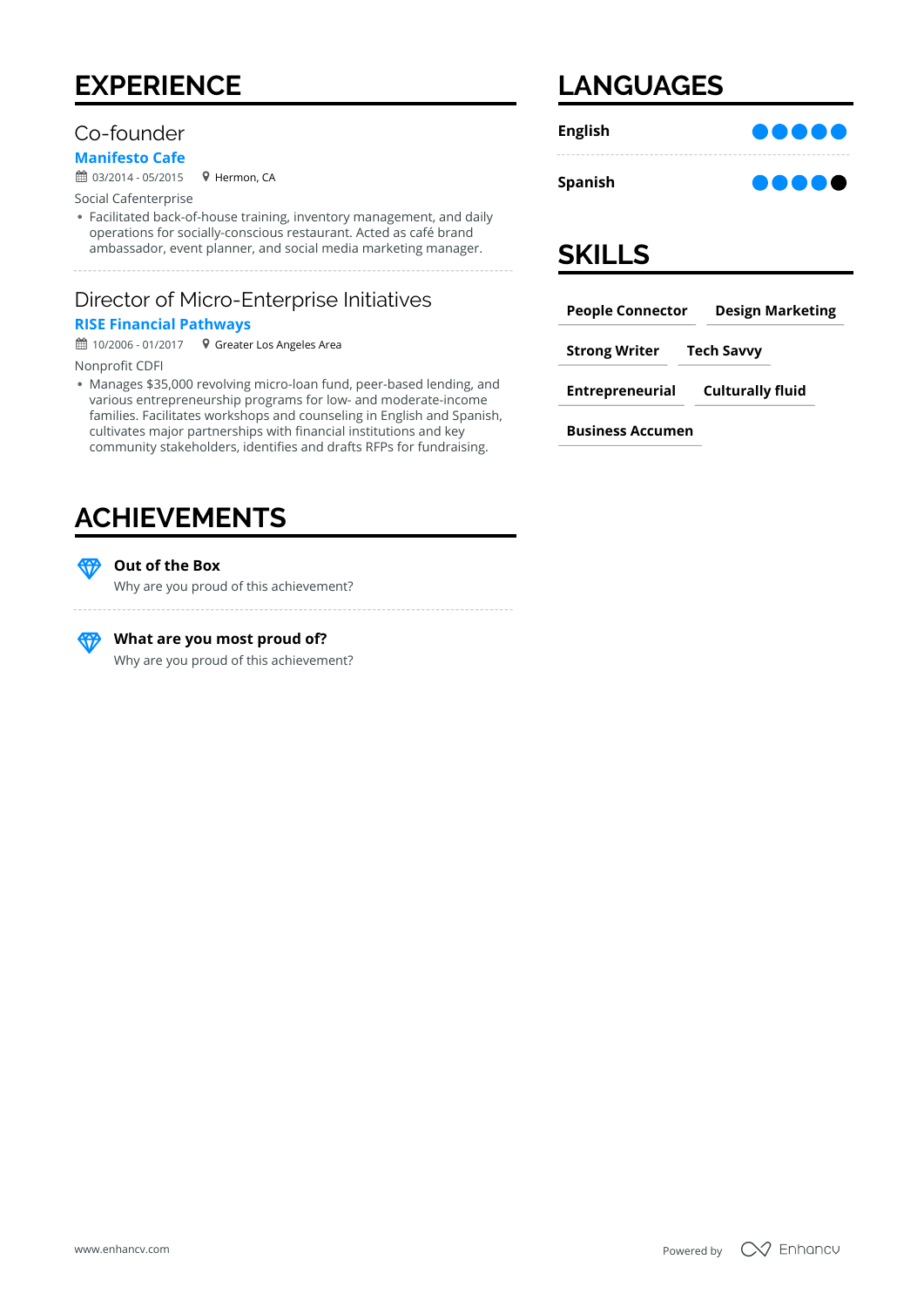## EXPERIENCE

### Co-founder

**Manifesto Cafe**

03/2014 - 05/2015 Hermon, CA

Social Cafenterprise

- Facilitated back-of-house training, inventory management, and daily operations for socially-conscious restaurant. Acted as café brand ambassador, event planner, and social media marketing manager.

### Director of Micro-Enterprise Initiatives

**RISE Financial Pathways**

10/2006 - 01/2017 Greater Los Angeles Area

Nonprofit CDFI

- Manages $35,000 revolving micro-loan fund, peer-based lending, and various entrepreneurship programs for low- and moderate-income families. Facilitates workshops and counseling in English and Spanish, cultivates major partnerships with financial institutions and key community stakeholders, identifies and drafts RFPs for fundraising.

## ACHIEVEMENTS

**Out of the Box**

Why are you proud of this achievement?

**What are you most proud of?**

Why are you proud of this achievement?

## LANGUAGES

**English** ●●●●●

**Spanish** ●●●●●

## SKILLS

People Connector | Design Marketing | Strong Writer | Tech Savvy | Entrepreneurial | Culturally fluid | Business Accumen